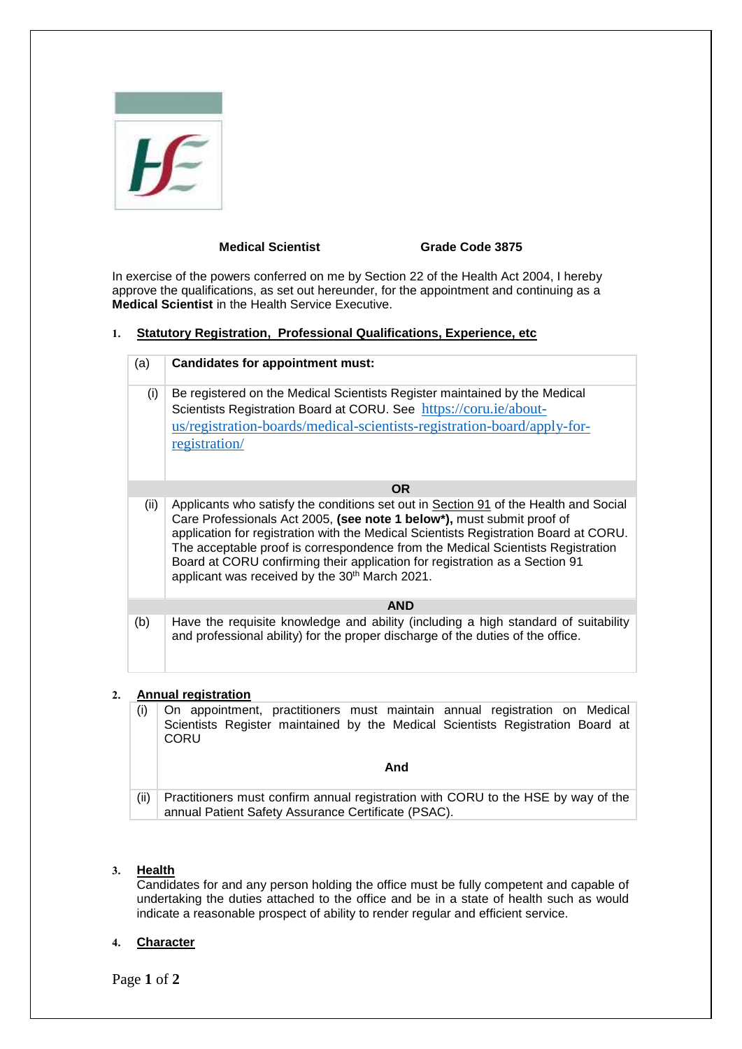**Medical Scientist** **Grade Code 3875**

In exercise of the powers conferred on me by Section 22 of the Health Act 2004, I hereby approve the qualifications, as set out hereunder, for the appointment and continuing as a **Medical Scientist** in the Health Service Executive.

## 1. Statutory Registration, Professional Qualifications, Experience, etc

| (a) | **Candidates for appointment must:** |
|---|---|
| (i) | Be registered on the Medical Scientists Register maintained by the Medical Scientists Registration Board at CORU. See https://coru.ie/about-us/registration-boards/medical-scientists-registration-board/apply-for-registration/ |
| | **OR** |
| (ii) | Applicants who satisfy the conditions set out in Section 91 of the Health and Social Care Professionals Act 2005, **(see note 1 below\*),** must submit proof of application for registration with the Medical Scientists Registration Board at CORU. The acceptable proof is correspondence from the Medical Scientists Registration Board at CORU confirming their application for registration as a Section 91 applicant was received by the 30th March 2021. |
| | **AND** |
| (b) | Have the requisite knowledge and ability (including a high standard of suitability and professional ability) for the proper discharge of the duties of the office. |

## 2. Annual registration

| (i) | On appointment, practitioners must maintain annual registration on Medical Scientists Register maintained by the Medical Scientists Registration Board at CORU<br><br>**And** |
|---|---|
| (ii) | Practitioners must confirm annual registration with CORU to the HSE by way of the annual Patient Safety Assurance Certificate (PSAC). |

## 3. Health

Candidates for and any person holding the office must be fully competent and capable of undertaking the duties attached to the office and be in a state of health such as would indicate a reasonable prospect of ability to render regular and efficient service.

## 4. Character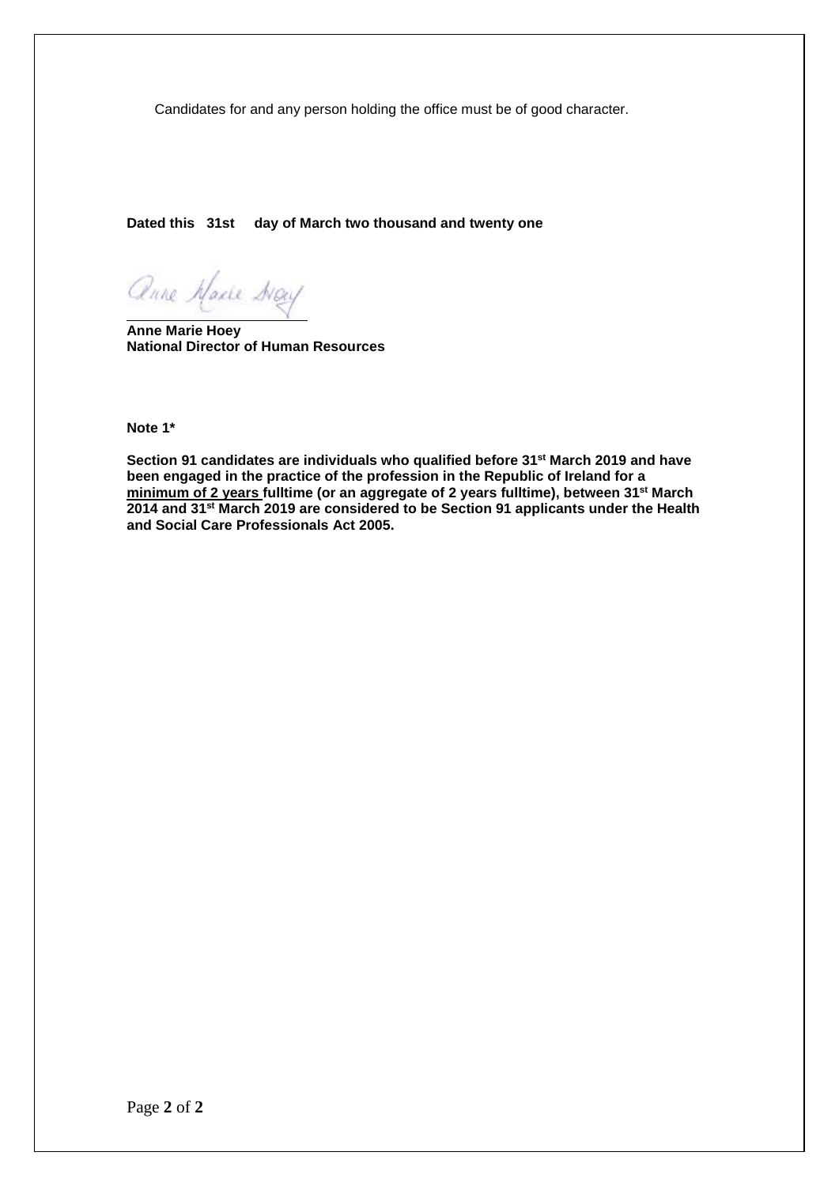Candidates for and any person holding the office must be of good character.

**Dated this 31st day of March two thousand and twenty one**

**Anne Marie Hoey**
**National Director of Human Resources**

**Note 1***

**Section 91 candidates are individuals who qualified before 31st March 2019 and have been engaged in the practice of the profession in the Republic of Ireland for a minimum of 2 years fulltime (or an aggregate of 2 years fulltime), between 31st March 2014 and 31st March 2019 are considered to be Section 91 applicants under the Health and Social Care Professionals Act 2005.**